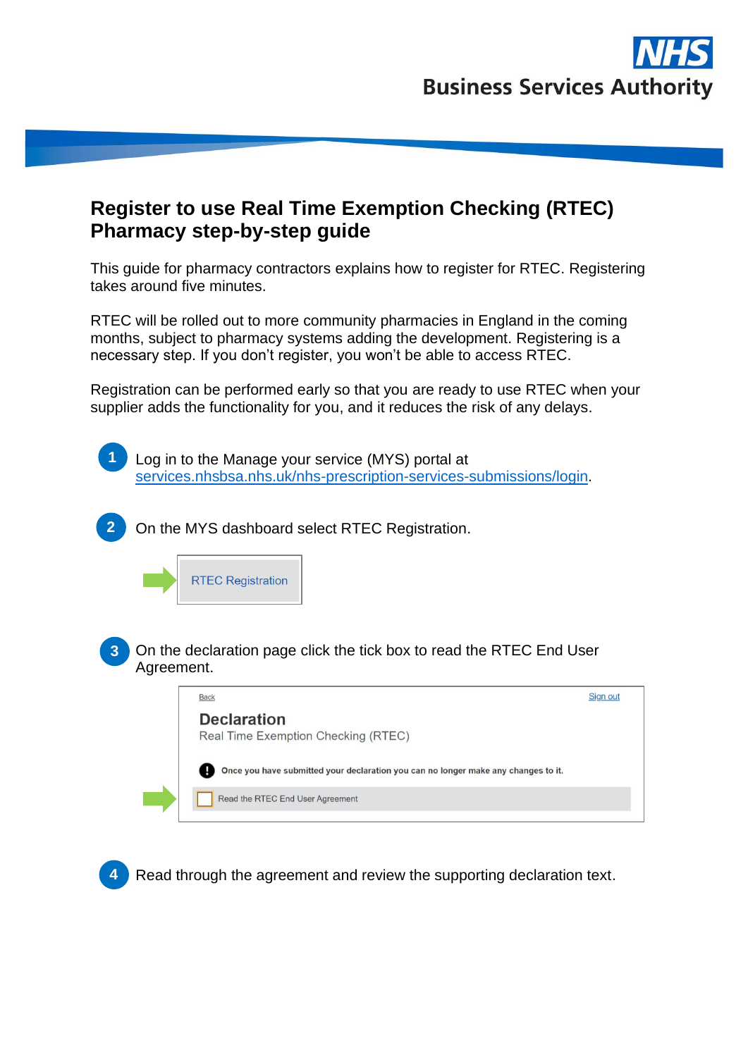NHS
Business Services Authority

# Register to use Real Time Exemption Checking (RTEC) Pharmacy step-by-step guide

This guide for pharmacy contractors explains how to register for RTEC. Registering takes around five minutes.

RTEC will be rolled out to more community pharmacies in England in the coming months, subject to pharmacy systems adding the development. Registering is a necessary step. If you don't register, you won't be able to access RTEC.

Registration can be performed early so that you are ready to use RTEC when your supplier adds the functionality for you, and it reduces the risk of any delays.

1. Log in to the Manage your service (MYS) portal at services.nhsbsa.nhs.uk/nhs-prescription-services-submissions/login.

2. On the MYS dashboard select RTEC Registration.

   RTEC Registration

3. On the declaration page click the tick box to read the RTEC End User Agreement.

   Back | Sign out

   **Declaration**
   Real Time Exemption Checking (RTEC)

   **Once you have submitted your declaration you can no longer make any changes to it.**

   ☐ Read the RTEC End User Agreement

4. Read through the agreement and review the supporting declaration text.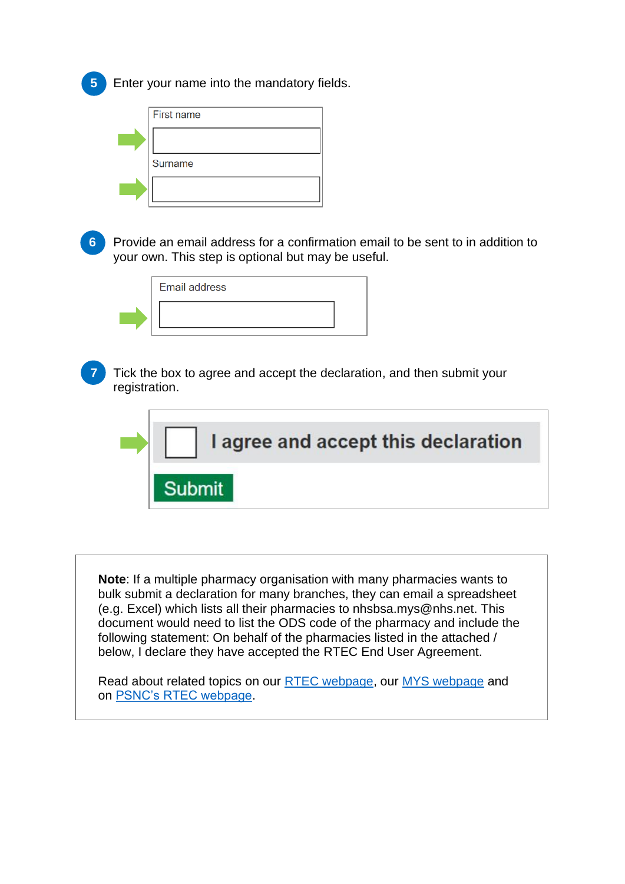5. Enter your name into the mandatory fields.

First name

Surname

6. Provide an email address for a confirmation email to be sent to in addition to your own. This step is optional but may be useful.

Email address

7. Tick the box to agree and accept the declaration, and then submit your registration.

I agree and accept this declaration

Submit

**Note**: If a multiple pharmacy organisation with many pharmacies wants to bulk submit a declaration for many branches, they can email a spreadsheet (e.g. Excel) which lists all their pharmacies to nhsbsa.mys@nhs.net. This document would need to list the ODS code of the pharmacy and include the following statement: On behalf of the pharmacies listed in the attached / below, I declare they have accepted the RTEC End User Agreement.

Read about related topics on our RTEC webpage, our MYS webpage and on PSNC's RTEC webpage.